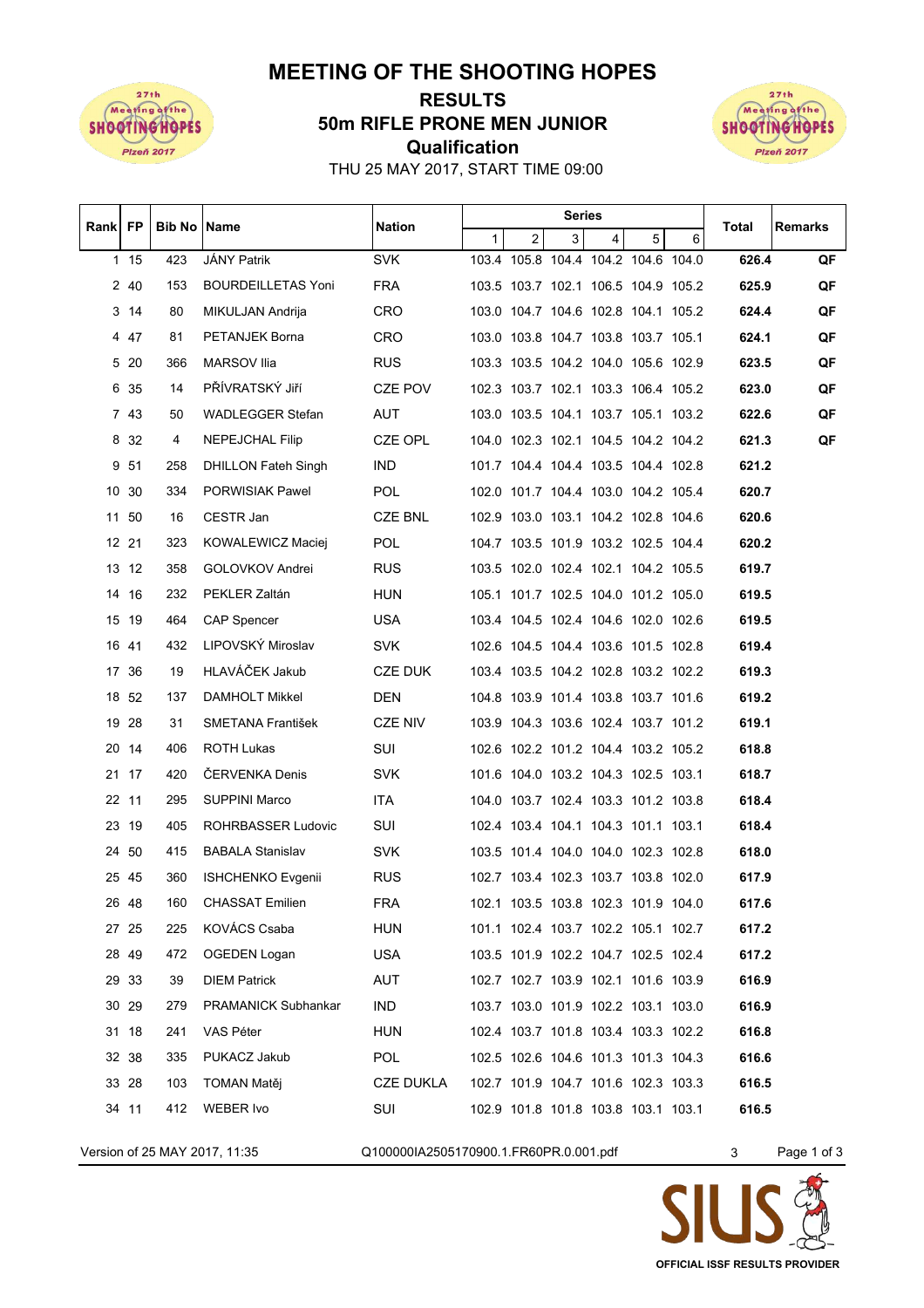# MEETING OF THE SHOOTING HOPES

## RESULTS

## 50m RIFLE PRONE MEN JUNIOR

## Qualification

THU 25 MAY 2017, START TIME 09:00

| Rank | FP | Bib No | Name | Nation | Series | | | | | | Total | Remarks |
|---|---|---|---|---|---|---|---|---|---|---|---|---|
| | | | | | 1 | 2 | 3 | 4 | 5 | 6 | | |
| 1 | 15 | 423 | JÁNY Patrik | SVK | 103.4 | 105.8 | 104.4 | 104.2 | 104.6 | 104.0 | **626.4** | **QF** |
| 2 | 40 | 153 | BOURDEILLETAS Yoni | FRA | 103.5 | 103.7 | 102.1 | 106.5 | 104.9 | 105.2 | **625.9** | **QF** |
| 3 | 14 | 80 | MIKULJAN Andrija | CRO | 103.0 | 104.7 | 104.6 | 102.8 | 104.1 | 105.2 | **624.4** | **QF** |
| 4 | 47 | 81 | PETANJEK Borna | CRO | 103.0 | 103.8 | 104.7 | 103.8 | 103.7 | 105.1 | **624.1** | **QF** |
| 5 | 20 | 366 | MARSOV Ilia | RUS | 103.3 | 103.5 | 104.2 | 104.0 | 105.6 | 102.9 | **623.5** | **QF** |
| 6 | 35 | 14 | PŘÍVRATSKÝ Jiří | CZE POV | 102.3 | 103.7 | 102.1 | 103.3 | 106.4 | 105.2 | **623.0** | **QF** |
| 7 | 43 | 50 | WADLEGGER Stefan | AUT | 103.0 | 103.5 | 104.1 | 103.7 | 105.1 | 103.2 | **622.6** | **QF** |
| 8 | 32 | 4 | NEPEJCHAL Filip | CZE OPL | 104.0 | 102.3 | 102.1 | 104.5 | 104.2 | 104.2 | **621.3** | **QF** |
| 9 | 51 | 258 | DHILLON Fateh Singh | IND | 101.7 | 104.4 | 104.4 | 103.5 | 104.4 | 102.8 | **621.2** | |
| 10 | 30 | 334 | PORWISIAK Pawel | POL | 102.0 | 101.7 | 104.4 | 103.0 | 104.2 | 105.4 | **620.7** | |
| 11 | 50 | 16 | CESTR Jan | CZE BNL | 102.9 | 103.0 | 103.1 | 104.2 | 102.8 | 104.6 | **620.6** | |
| 12 | 21 | 323 | KOWALEWICZ Maciej | POL | 104.7 | 103.5 | 101.9 | 103.2 | 102.5 | 104.4 | **620.2** | |
| 13 | 12 | 358 | GOLOVKOV Andrei | RUS | 103.5 | 102.0 | 102.4 | 102.1 | 104.2 | 105.5 | **619.7** | |
| 14 | 16 | 232 | PEKLER Zaltán | HUN | 105.1 | 101.7 | 102.5 | 104.0 | 101.2 | 105.0 | **619.5** | |
| 15 | 19 | 464 | CAP Spencer | USA | 103.4 | 104.5 | 102.4 | 104.6 | 102.0 | 102.6 | **619.5** | |
| 16 | 41 | 432 | LIPOVSKÝ Miroslav | SVK | 102.6 | 104.5 | 104.4 | 103.6 | 101.5 | 102.8 | **619.4** | |
| 17 | 36 | 19 | HLAVÁČEK Jakub | CZE DUK | 103.4 | 103.5 | 104.2 | 102.8 | 103.2 | 102.2 | **619.3** | |
| 18 | 52 | 137 | DAMHOLT Mikkel | DEN | 104.8 | 103.9 | 101.4 | 103.8 | 103.7 | 101.6 | **619.2** | |
| 19 | 28 | 31 | SMETANA František | CZE NIV | 103.9 | 104.3 | 103.6 | 102.4 | 103.7 | 101.2 | **619.1** | |
| 20 | 14 | 406 | ROTH Lukas | SUI | 102.6 | 102.2 | 101.2 | 104.4 | 103.2 | 105.2 | **618.8** | |
| 21 | 17 | 420 | ČERVENKA Denis | SVK | 101.6 | 104.0 | 103.2 | 104.3 | 102.5 | 103.1 | **618.7** | |
| 22 | 11 | 295 | SUPPINI Marco | ITA | 104.0 | 103.7 | 102.4 | 103.3 | 101.2 | 103.8 | **618.4** | |
| 23 | 19 | 405 | ROHRBASSER Ludovic | SUI | 102.4 | 103.4 | 104.1 | 104.3 | 101.1 | 103.1 | **618.4** | |
| 24 | 50 | 415 | BABALA Stanislav | SVK | 103.5 | 101.4 | 104.0 | 104.0 | 102.3 | 102.8 | **618.0** | |
| 25 | 45 | 360 | ISHCHENKO Evgenii | RUS | 102.7 | 103.4 | 102.3 | 103.7 | 103.8 | 102.0 | **617.9** | |
| 26 | 48 | 160 | CHASSAT Emilien | FRA | 102.1 | 103.5 | 103.8 | 102.3 | 101.9 | 104.0 | **617.6** | |
| 27 | 25 | 225 | KOVÁCS Csaba | HUN | 101.1 | 102.4 | 103.7 | 102.2 | 105.1 | 102.7 | **617.2** | |
| 28 | 49 | 472 | OGEDEN Logan | USA | 103.5 | 101.9 | 102.2 | 104.7 | 102.5 | 102.4 | **617.2** | |
| 29 | 33 | 39 | DIEM Patrick | AUT | 102.7 | 102.7 | 103.9 | 102.1 | 101.6 | 103.9 | **616.9** | |
| 30 | 29 | 279 | PRAMANICK Subhankar | IND | 103.7 | 103.0 | 101.9 | 102.2 | 103.1 | 103.0 | **616.9** | |
| 31 | 18 | 241 | VAS Péter | HUN | 102.4 | 103.7 | 101.8 | 103.4 | 103.3 | 102.2 | **616.8** | |
| 32 | 38 | 335 | PUKACZ Jakub | POL | 102.5 | 102.6 | 104.6 | 101.3 | 101.3 | 104.3 | **616.6** | |
| 33 | 28 | 103 | TOMAN Matěj | CZE DUKLA | 102.7 | 101.9 | 104.7 | 101.6 | 102.3 | 103.3 | **616.5** | |
| 34 | 11 | 412 | WEBER Ivo | SUI | 102.9 | 101.8 | 101.8 | 103.8 | 103.1 | 103.1 | **616.5** | |

Version of 25 MAY 2017, 11:35    Q100000IA2505170900.1.FR60PR.0.001.pdf    3

OFFICIAL ISSF RESULTS PROVIDER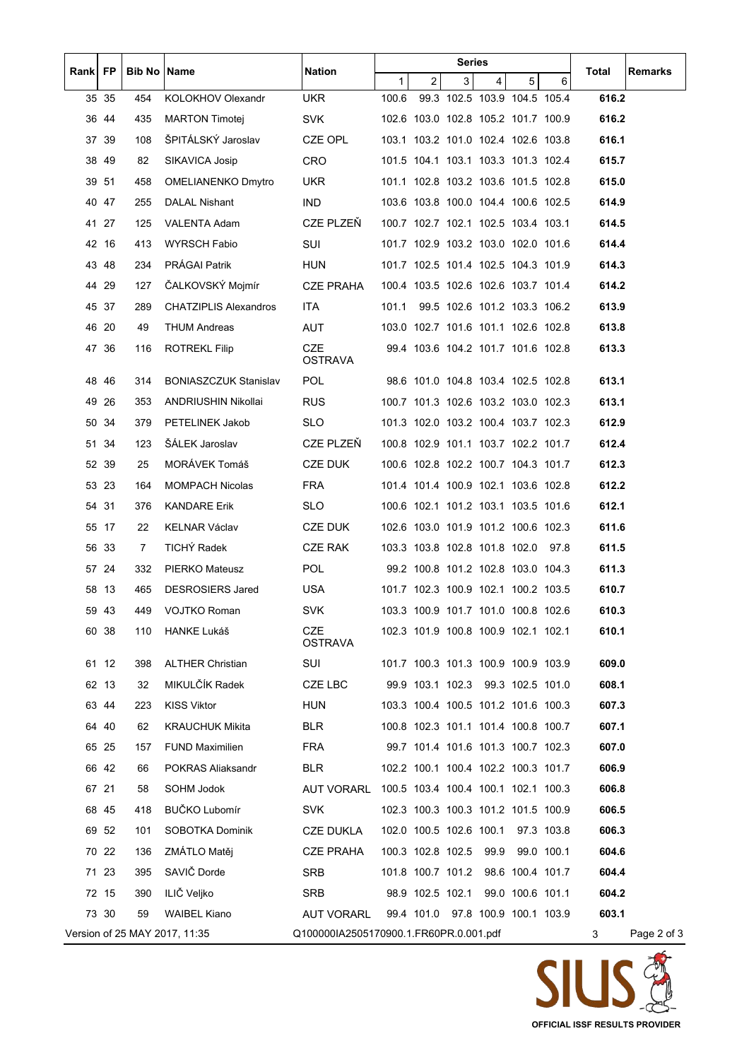| Rank | FP | Bib No | Name | Nation | Series | | | | | | Total | Remarks |
|---|---|---|---|---|---|---|---|---|---|---|---|---|
| | | | | | 1 | 2 | 3 | 4 | 5 | 6 | | |
| 35 | 35 | 454 | KOLOKHOV Olexandr | UKR | 100.6 | 99.3 | 102.5 | 103.9 | 104.5 | 105.4 | **616.2** | |
| 36 | 44 | 435 | MARTON Timotej | SVK | 102.6 | 103.0 | 102.8 | 105.2 | 101.7 | 100.9 | **616.2** | |
| 37 | 39 | 108 | ŠPITÁLSKÝ Jaroslav | CZE OPL | 103.1 | 103.2 | 101.0 | 102.4 | 102.6 | 103.8 | **616.1** | |
| 38 | 49 | 82 | SIKAVICA Josip | CRO | 101.5 | 104.1 | 103.1 | 103.3 | 101.3 | 102.4 | **615.7** | |
| 39 | 51 | 458 | OMELIANENKO Dmytro | UKR | 101.1 | 102.8 | 103.2 | 103.6 | 101.5 | 102.8 | **615.0** | |
| 40 | 47 | 255 | DALAL Nishant | IND | 103.6 | 103.8 | 100.0 | 104.4 | 100.6 | 102.5 | **614.9** | |
| 41 | 27 | 125 | VALENTA Adam | CZE PLZEŇ | 100.7 | 102.7 | 102.1 | 102.5 | 103.4 | 103.1 | **614.5** | |
| 42 | 16 | 413 | WYRSCH Fabio | SUI | 101.7 | 102.9 | 103.2 | 103.0 | 102.0 | 101.6 | **614.4** | |
| 43 | 48 | 234 | PRÁGAI Patrik | HUN | 101.7 | 102.5 | 101.4 | 102.5 | 104.3 | 101.9 | **614.3** | |
| 44 | 29 | 127 | ČALKOVSKÝ Mojmír | CZE PRAHA | 100.4 | 103.5 | 102.6 | 102.6 | 103.7 | 101.4 | **614.2** | |
| 45 | 37 | 289 | CHATZIPLIS Alexandros | ITA | 101.1 | 99.5 | 102.6 | 101.2 | 103.3 | 106.2 | **613.9** | |
| 46 | 20 | 49 | THUM Andreas | AUT | 103.0 | 102.7 | 101.6 | 101.1 | 102.6 | 102.8 | **613.8** | |
| 47 | 36 | 116 | ROTREKL Filip | CZE OSTRAVA | 99.4 | 103.6 | 104.2 | 101.7 | 101.6 | 102.8 | **613.3** | |
| 48 | 46 | 314 | BONIASZCZUK Stanislav | POL | 98.6 | 101.0 | 104.8 | 103.4 | 102.5 | 102.8 | **613.1** | |
| 49 | 26 | 353 | ANDRIUSHIN Nikollai | RUS | 100.7 | 101.3 | 102.6 | 103.2 | 103.0 | 102.3 | **613.1** | |
| 50 | 34 | 379 | PETELINEK Jakob | SLO | 101.3 | 102.0 | 103.2 | 100.4 | 103.7 | 102.3 | **612.9** | |
| 51 | 34 | 123 | ŠÁLEK Jaroslav | CZE PLZEŇ | 100.8 | 102.9 | 101.1 | 103.7 | 102.2 | 101.7 | **612.4** | |
| 52 | 39 | 25 | MORÁVEK Tomáš | CZE DUK | 100.6 | 102.8 | 102.2 | 100.7 | 104.3 | 101.7 | **612.3** | |
| 53 | 23 | 164 | MOMPACH Nicolas | FRA | 101.4 | 101.4 | 100.9 | 102.1 | 103.6 | 102.8 | **612.2** | |
| 54 | 31 | 376 | KANDARE Erik | SLO | 100.6 | 102.1 | 101.2 | 103.1 | 103.5 | 101.6 | **612.1** | |
| 55 | 17 | 22 | KELNAR Václav | CZE DUK | 102.6 | 103.0 | 101.9 | 101.2 | 100.6 | 102.3 | **611.6** | |
| 56 | 33 | 7 | TICHÝ Radek | CZE RAK | 103.3 | 103.8 | 102.8 | 101.8 | 102.0 | 97.8 | **611.5** | |
| 57 | 24 | 332 | PIERKO Mateusz | POL | 99.2 | 100.8 | 101.2 | 102.8 | 103.0 | 104.3 | **611.3** | |
| 58 | 13 | 465 | DESROSIERS Jared | USA | 101.7 | 102.3 | 100.9 | 102.1 | 100.2 | 103.5 | **610.7** | |
| 59 | 43 | 449 | VOJTKO Roman | SVK | 103.3 | 100.9 | 101.7 | 101.0 | 100.8 | 102.6 | **610.3** | |
| 60 | 38 | 110 | HANKE Lukáš | CZE OSTRAVA | 102.3 | 101.9 | 100.8 | 100.9 | 102.1 | 102.1 | **610.1** | |
| 61 | 12 | 398 | ALTHER Christian | SUI | 101.7 | 100.3 | 101.3 | 100.9 | 100.9 | 103.9 | **609.0** | |
| 62 | 13 | 32 | MIKULČÍK Radek | CZE LBC | 99.9 | 103.1 | 102.3 | 99.3 | 102.5 | 101.0 | **608.1** | |
| 63 | 44 | 223 | KISS Viktor | HUN | 103.3 | 100.4 | 100.5 | 101.2 | 101.6 | 100.3 | **607.3** | |
| 64 | 40 | 62 | KRAUCHUK Mikita | BLR | 100.8 | 102.3 | 101.1 | 101.4 | 100.8 | 100.7 | **607.1** | |
| 65 | 25 | 157 | FUND Maximilien | FRA | 99.7 | 101.4 | 101.6 | 101.3 | 100.7 | 102.3 | **607.0** | |
| 66 | 42 | 66 | POKRAS Aliaksandr | BLR | 102.2 | 100.1 | 100.4 | 102.2 | 100.3 | 101.7 | **606.9** | |
| 67 | 21 | 58 | SOHM Jodok | AUT VORARL | 100.5 | 103.4 | 100.4 | 100.1 | 102.1 | 100.3 | **606.8** | |
| 68 | 45 | 418 | BUČKO Lubomír | SVK | 102.3 | 100.3 | 100.3 | 101.2 | 101.5 | 100.9 | **606.5** | |
| 69 | 52 | 101 | SOBOTKA Dominik | CZE DUKLA | 102.0 | 100.5 | 102.6 | 100.1 | 97.3 | 103.8 | **606.3** | |
| 70 | 22 | 136 | ZMÁTLO Matěj | CZE PRAHA | 100.3 | 102.8 | 102.5 | 99.9 | 99.0 | 100.1 | **604.6** | |
| 71 | 23 | 395 | SAVIČ Dorde | SRB | 101.8 | 100.7 | 101.2 | 98.6 | 100.4 | 101.7 | **604.4** | |
| 72 | 15 | 390 | ILIČ Veljko | SRB | 98.9 | 102.5 | 102.1 | 99.0 | 100.6 | 101.1 | **604.2** | |
| 73 | 30 | 59 | WAIBEL Kiano | AUT VORARL | 99.4 | 101.0 | 97.8 | 100.9 | 100.1 | 103.9 | **603.1** | |

Version of 25 MAY 2017, 11:35 Q100000IA2505170900.1.FR60PR.0.001.pdf 3

OFFICIAL ISSF RESULTS PROVIDER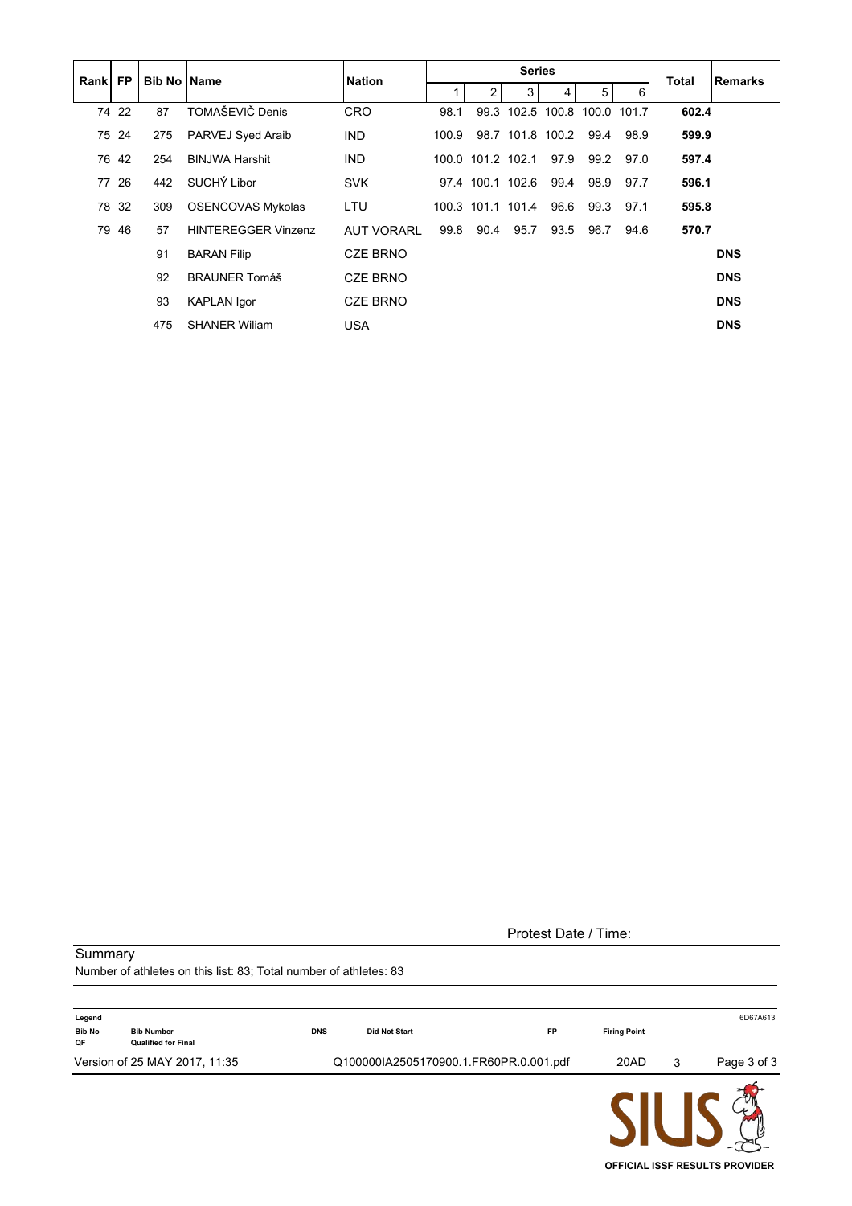| Rank | FP | Bib No | Name | Nation | Series | | | | | | Total | Remarks |
|---|---|---|---|---|---|---|---|---|---|---|---|---|
| | | | | | 1 | 2 | 3 | 4 | 5 | 6 | | |
| 74 | 22 | 87 | TOMAŠEVIČ Denis | CRO | 98.1 | 99.3 | 102.5 | 100.8 | 100.0 | 101.7 | **602.4** | |
| 75 | 24 | 275 | PARVEJ Syed Araib | IND | 100.9 | 98.7 | 101.8 | 100.2 | 99.4 | 98.9 | **599.9** | |
| 76 | 42 | 254 | BINJWA Harshit | IND | 100.0 | 101.2 | 102.1 | 97.9 | 99.2 | 97.0 | **597.4** | |
| 77 | 26 | 442 | SUCHÝ Libor | SVK | 97.4 | 100.1 | 102.6 | 99.4 | 98.9 | 97.7 | **596.1** | |
| 78 | 32 | 309 | OSENCOVAS Mykolas | LTU | 100.3 | 101.1 | 101.4 | 96.6 | 99.3 | 97.1 | **595.8** | |
| 79 | 46 | 57 | HINTEREGGER Vinzenz | AUT VORARL | 99.8 | 90.4 | 95.7 | 93.5 | 96.7 | 94.6 | **570.7** | |
| | | 91 | BARAN Filip | CZE BRNO | | | | | | | | **DNS** |
| | | 92 | BRAUNER Tomáš | CZE BRNO | | | | | | | | **DNS** |
| | | 93 | KAPLAN Igor | CZE BRNO | | | | | | | | **DNS** |
| | | 475 | SHANER Wiliam | USA | | | | | | | | **DNS** |

Protest Date / Time:

Summary

Number of athletes on this list: 83; Total number of athletes: 83

**Legend**

| | | | | | |
|---|---|---|---|---|---|
| **Bib No** | **Bib Number** | **DNS** | **Did Not Start** | **FP** | **Firing Point** |
| **QF** | **Qualified for Final** | | | | |

6D67A613

Version of 25 MAY 2017, 11:35 — Q100000IA2505170900.1.FR60PR.0.001.pdf — 20AD — 3

SIUS

OFFICIAL ISSF RESULTS PROVIDER